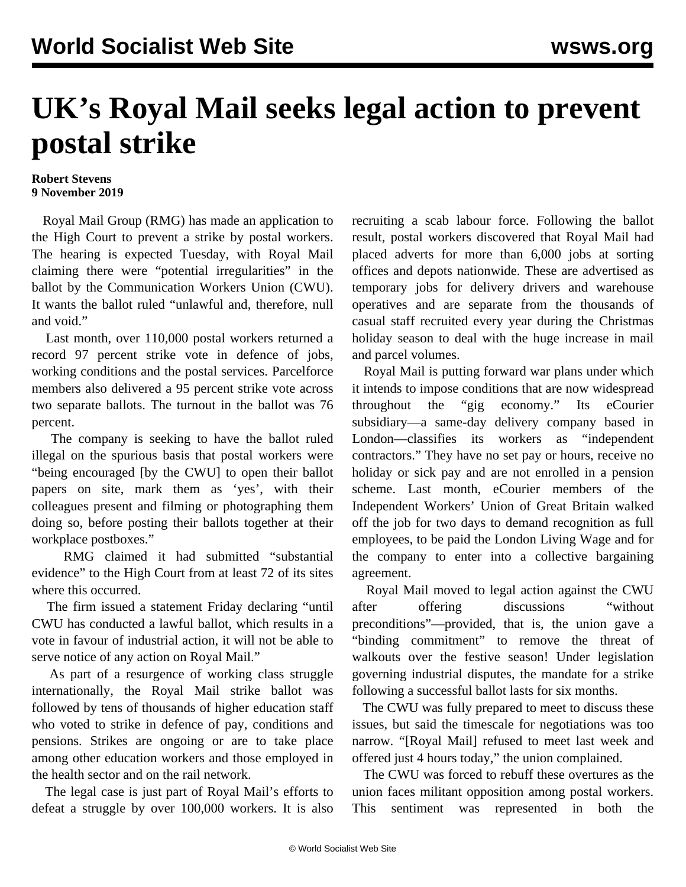# UK's Royal Mail seeks legal action to prevent postal strike

**Robert Stevens**
**9 November 2019**

Royal Mail Group (RMG) has made an application to the High Court to prevent a strike by postal workers. The hearing is expected Tuesday, with Royal Mail claiming there were "potential irregularities" in the ballot by the Communication Workers Union (CWU). It wants the ballot ruled "unlawful and, therefore, null and void."

Last month, over 110,000 postal workers returned a record 97 percent strike vote in defence of jobs, working conditions and the postal services. Parcelforce members also delivered a 95 percent strike vote across two separate ballots. The turnout in the ballot was 76 percent.

The company is seeking to have the ballot ruled illegal on the spurious basis that postal workers were "being encouraged [by the CWU] to open their ballot papers on site, mark them as 'yes', with their colleagues present and filming or photographing them doing so, before posting their ballots together at their workplace postboxes."

RMG claimed it had submitted "substantial evidence" to the High Court from at least 72 of its sites where this occurred.

The firm issued a statement Friday declaring "until CWU has conducted a lawful ballot, which results in a vote in favour of industrial action, it will not be able to serve notice of any action on Royal Mail."

As part of a resurgence of working class struggle internationally, the Royal Mail strike ballot was followed by tens of thousands of higher education staff who voted to strike in defence of pay, conditions and pensions. Strikes are ongoing or are to take place among other education workers and those employed in the health sector and on the rail network.

The legal case is just part of Royal Mail's efforts to defeat a struggle by over 100,000 workers. It is also recruiting a scab labour force. Following the ballot result, postal workers discovered that Royal Mail had placed adverts for more than 6,000 jobs at sorting offices and depots nationwide. These are advertised as temporary jobs for delivery drivers and warehouse operatives and are separate from the thousands of casual staff recruited every year during the Christmas holiday season to deal with the huge increase in mail and parcel volumes.

Royal Mail is putting forward war plans under which it intends to impose conditions that are now widespread throughout the "gig economy." Its eCourier subsidiary—a same-day delivery company based in London—classifies its workers as "independent contractors." They have no set pay or hours, receive no holiday or sick pay and are not enrolled in a pension scheme. Last month, eCourier members of the Independent Workers' Union of Great Britain walked off the job for two days to demand recognition as full employees, to be paid the London Living Wage and for the company to enter into a collective bargaining agreement.

Royal Mail moved to legal action against the CWU after offering discussions "without preconditions"—provided, that is, the union gave a "binding commitment" to remove the threat of walkouts over the festive season! Under legislation governing industrial disputes, the mandate for a strike following a successful ballot lasts for six months.

The CWU was fully prepared to meet to discuss these issues, but said the timescale for negotiations was too narrow. "[Royal Mail] refused to meet last week and offered just 4 hours today," the union complained.

The CWU was forced to rebuff these overtures as the union faces militant opposition among postal workers. This sentiment was represented in both the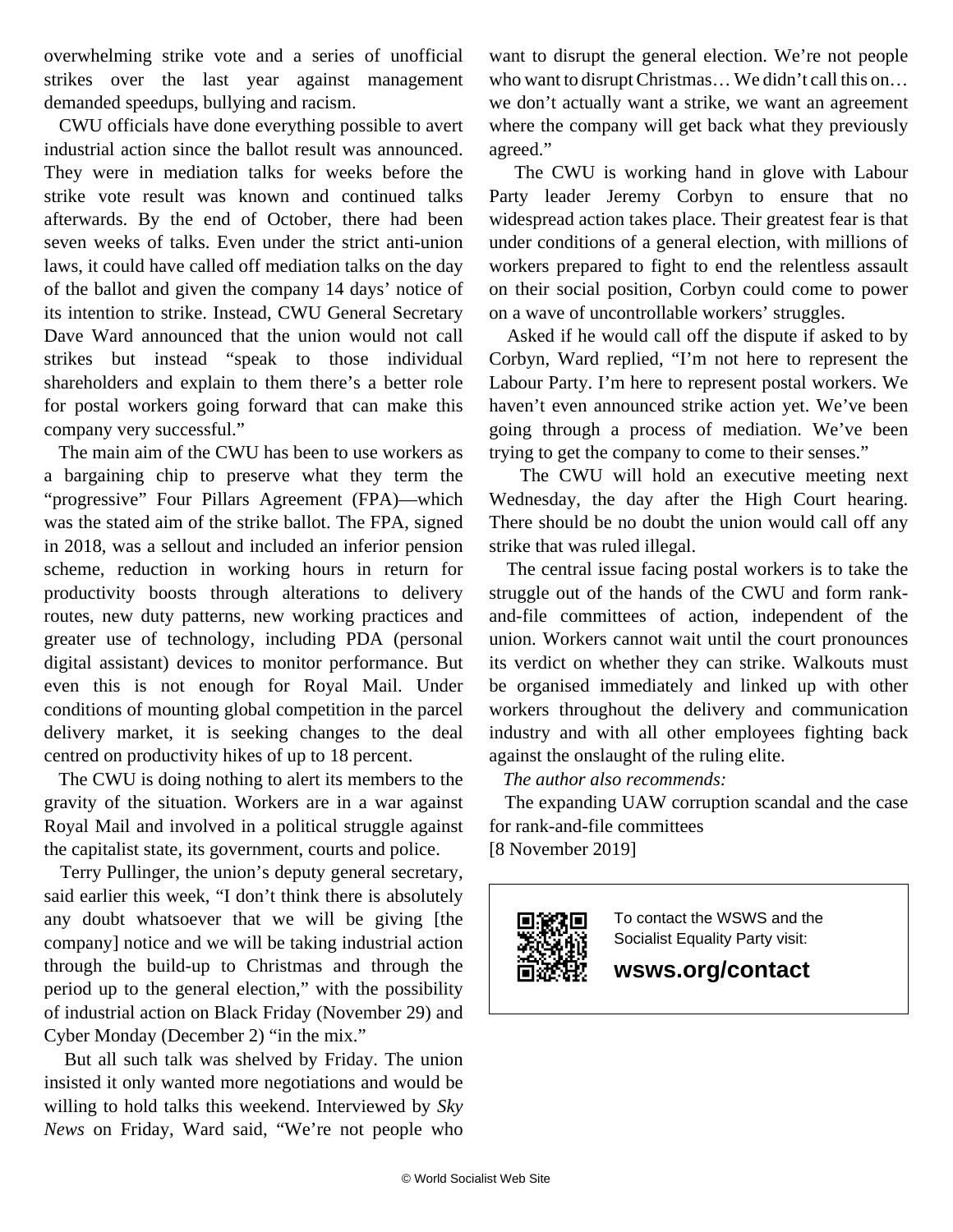overwhelming strike vote and a series of unofficial strikes over the last year against management demanded speedups, bullying and racism.

CWU officials have done everything possible to avert industrial action since the ballot result was announced. They were in mediation talks for weeks before the strike vote result was known and continued talks afterwards. By the end of October, there had been seven weeks of talks. Even under the strict anti-union laws, it could have called off mediation talks on the day of the ballot and given the company 14 days' notice of its intention to strike. Instead, CWU General Secretary Dave Ward announced that the union would not call strikes but instead "speak to those individual shareholders and explain to them there's a better role for postal workers going forward that can make this company very successful."

The main aim of the CWU has been to use workers as a bargaining chip to preserve what they term the "progressive" Four Pillars Agreement (FPA)—which was the stated aim of the strike ballot. The FPA, signed in 2018, was a sellout and included an inferior pension scheme, reduction in working hours in return for productivity boosts through alterations to delivery routes, new duty patterns, new working practices and greater use of technology, including PDA (personal digital assistant) devices to monitor performance. But even this is not enough for Royal Mail. Under conditions of mounting global competition in the parcel delivery market, it is seeking changes to the deal centred on productivity hikes of up to 18 percent.

The CWU is doing nothing to alert its members to the gravity of the situation. Workers are in a war against Royal Mail and involved in a political struggle against the capitalist state, its government, courts and police.

Terry Pullinger, the union's deputy general secretary, said earlier this week, "I don't think there is absolutely any doubt whatsoever that we will be giving [the company] notice and we will be taking industrial action through the build-up to Christmas and through the period up to the general election," with the possibility of industrial action on Black Friday (November 29) and Cyber Monday (December 2) "in the mix."

But all such talk was shelved by Friday. The union insisted it only wanted more negotiations and would be willing to hold talks this weekend. Interviewed by *Sky News* on Friday, Ward said, "We're not people who want to disrupt the general election. We're not people who want to disrupt Christmas… We didn't call this on… we don't actually want a strike, we want an agreement where the company will get back what they previously agreed."

The CWU is working hand in glove with Labour Party leader Jeremy Corbyn to ensure that no widespread action takes place. Their greatest fear is that under conditions of a general election, with millions of workers prepared to fight to end the relentless assault on their social position, Corbyn could come to power on a wave of uncontrollable workers' struggles.

Asked if he would call off the dispute if asked to by Corbyn, Ward replied, "I'm not here to represent the Labour Party. I'm here to represent postal workers. We haven't even announced strike action yet. We've been going through a process of mediation. We've been trying to get the company to come to their senses."

The CWU will hold an executive meeting next Wednesday, the day after the High Court hearing. There should be no doubt the union would call off any strike that was ruled illegal.

The central issue facing postal workers is to take the struggle out of the hands of the CWU and form rank-and-file committees of action, independent of the union. Workers cannot wait until the court pronounces its verdict on whether they can strike. Walkouts must be organised immediately and linked up with other workers throughout the delivery and communication industry and with all other employees fighting back against the onslaught of the ruling elite.

*The author also recommends:*

The expanding UAW corruption scandal and the case for rank-and-file committees

[8 November 2019]

To contact the WSWS and the Socialist Equality Party visit:

**wsws.org/contact**